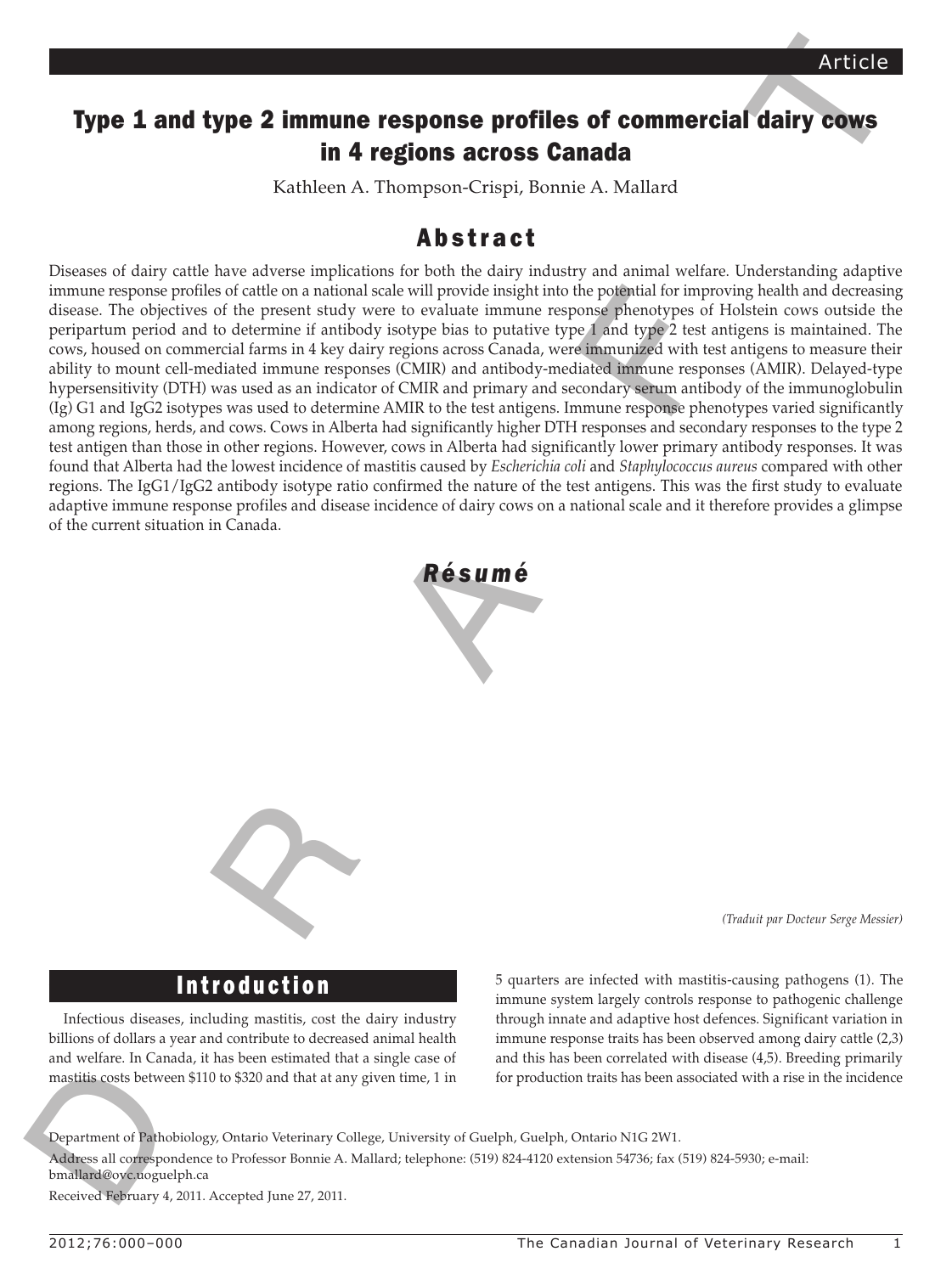Article

# Type 1 and type 2 immune response profiles of commercial dairy cows in 4 regions across Canada

Kathleen A. Thompson-Crispi, Bonnie A. Mallard

## Abstract

Diseases of dairy cattle have adverse implications for both the dairy industry and animal welfare. Understanding adaptive immune response profiles of cattle on a national scale will provide insight into the potential for improving health and decreasing disease. The objectives of the present study were to evaluate immune response phenotypes of Holstein cows outside the peripartum period and to determine if antibody isotype bias to putative type 1 and type 2 test antigens is maintained. The cows, housed on commercial farms in 4 key dairy regions across Canada, were immunized with test antigens to measure their ability to mount cell-mediated immune responses (CMIR) and antibody-mediated immune responses (AMIR). Delayed-type hypersensitivity (DTH) was used as an indicator of CMIR and primary and secondary serum antibody of the immunoglobulin (Ig) G1 and IgG2 isotypes was used to determine AMIR to the test antigens. Immune response phenotypes varied significantly among regions, herds, and cows. Cows in Alberta had significantly higher DTH responses and secondary responses to the type 2 test antigen than those in other regions. However, cows in Alberta had significantly lower primary antibody responses. It was found that Alberta had the lowest incidence of mastitis caused by *Escherichia coli* and *Staphylococcus aureus* compared with other regions. The IgG1/IgG2 antibody isotype ratio confirmed the nature of the test antigens. This was the first study to evaluate adaptive immune response profiles and disease incidence of dairy cows on a national scale and it therefore provides a glimpse of the current situation in Canada.

## Résumé

*(Traduit par Docteur Serge Messier)*

## Introduction

Infectious diseases, including mastitis, cost the dairy industry billions of dollars a year and contribute to decreased animal health and welfare. In Canada, it has been estimated that a single case of mastitis costs between $110 to $320 and that at any given time, 1 in 5 quarters are infected with mastitis-causing pathogens (1). The immune system largely controls response to pathogenic challenge through innate and adaptive host defences. Significant variation in immune response traits has been observed among dairy cattle (2,3) and this has been correlated with disease (4,5). Breeding primarily for production traits has been associated with a rise in the incidence

Department of Pathobiology, Ontario Veterinary College, University of Guelph, Guelph, Ontario N1G 2W1.

Address all correspondence to Professor Bonnie A. Mallard; telephone: (519) 824-4120 extension 54736; fax (519) 824-5930; e-mail: bmallard@ovc.uoguelph.ca

Received February 4, 2011. Accepted June 27, 2011.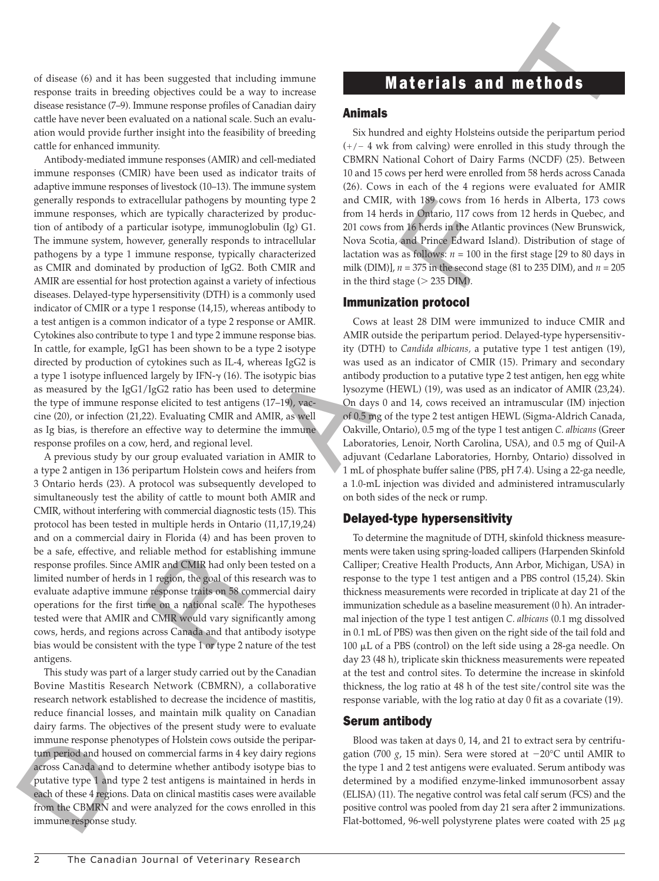of disease (6) and it has been suggested that including immune response traits in breeding objectives could be a way to increase disease resistance (7–9). Immune response profiles of Canadian dairy cattle have never been evaluated on a national scale. Such an evaluation would provide further insight into the feasibility of breeding cattle for enhanced immunity.

Antibody-mediated immune responses (AMIR) and cell-mediated immune responses (CMIR) have been used as indicator traits of adaptive immune responses of livestock (10–13). The immune system generally responds to extracellular pathogens by mounting type 2 immune responses, which are typically characterized by production of antibody of a particular isotype, immunoglobulin (Ig) G1. The immune system, however, generally responds to intracellular pathogens by a type 1 immune response, typically characterized as CMIR and dominated by production of IgG2. Both CMIR and AMIR are essential for host protection against a variety of infectious diseases. Delayed-type hypersensitivity (DTH) is a commonly used indicator of CMIR or a type 1 response (14,15), whereas antibody to a test antigen is a common indicator of a type 2 response or AMIR. Cytokines also contribute to type 1 and type 2 immune response bias. In cattle, for example, IgG1 has been shown to be a type 2 isotype directed by production of cytokines such as IL-4, whereas IgG2 is a type 1 isotype influenced largely by IFN-γ (16). The isotypic bias as measured by the IgG1/IgG2 ratio has been used to determine the type of immune response elicited to test antigens (17–19), vaccine (20), or infection (21,22). Evaluating CMIR and AMIR, as well as Ig bias, is therefore an effective way to determine the immune response profiles on a cow, herd, and regional level.

A previous study by our group evaluated variation in AMIR to a type 2 antigen in 136 peripartum Holstein cows and heifers from 3 Ontario herds (23). A protocol was subsequently developed to simultaneously test the ability of cattle to mount both AMIR and CMIR, without interfering with commercial diagnostic tests (15). This protocol has been tested in multiple herds in Ontario (11,17,19,24) and on a commercial dairy in Florida (4) and has been proven to be a safe, effective, and reliable method for establishing immune response profiles. Since AMIR and CMIR had only been tested on a limited number of herds in 1 region, the goal of this research was to evaluate adaptive immune response traits on 58 commercial dairy operations for the first time on a national scale. The hypotheses tested were that AMIR and CMIR would vary significantly among cows, herds, and regions across Canada and that antibody isotype bias would be consistent with the type 1 or type 2 nature of the test antigens.

This study was part of a larger study carried out by the Canadian Bovine Mastitis Research Network (CBMRN), a collaborative research network established to decrease the incidence of mastitis, reduce financial losses, and maintain milk quality on Canadian dairy farms. The objectives of the present study were to evaluate immune response phenotypes of Holstein cows outside the peripartum period and housed on commercial farms in 4 key dairy regions across Canada and to determine whether antibody isotype bias to putative type 1 and type 2 test antigens is maintained in herds in each of these 4 regions. Data on clinical mastitis cases were available from the CBMRN and were analyzed for the cows enrolled in this immune response study.

## Materials and methods

### Animals

Six hundred and eighty Holsteins outside the peripartum period (+/− 4 wk from calving) were enrolled in this study through the CBMRN National Cohort of Dairy Farms (NCDF) (25). Between 10 and 15 cows per herd were enrolled from 58 herds across Canada (26). Cows in each of the 4 regions were evaluated for AMIR and CMIR, with 189 cows from 16 herds in Alberta, 173 cows from 14 herds in Ontario, 117 cows from 12 herds in Quebec, and 201 cows from 16 herds in the Atlantic provinces (New Brunswick, Nova Scotia, and Prince Edward Island). Distribution of stage of lactation was as follows: $n = 100$ in the first stage [29 to 80 days in milk (DIM)], $n = 375$ in the second stage (81 to 235 DIM), and $n = 205$ in the third stage (> 235 DIM).

### Immunization protocol

Cows at least 28 DIM were immunized to induce CMIR and AMIR outside the peripartum period. Delayed-type hypersensitivity (DTH) to *Candida albicans*, a putative type 1 test antigen (19), was used as an indicator of CMIR (15). Primary and secondary antibody production to a putative type 2 test antigen, hen egg white lysozyme (HEWL) (19), was used as an indicator of AMIR (23,24). On days 0 and 14, cows received an intramuscular (IM) injection of 0.5 mg of the type 2 test antigen HEWL (Sigma-Aldrich Canada, Oakville, Ontario), 0.5 mg of the type 1 test antigen *C. albicans* (Greer Laboratories, Lenoir, North Carolina, USA), and 0.5 mg of Quil-A adjuvant (Cedarlane Laboratories, Hornby, Ontario) dissolved in 1 mL of phosphate buffer saline (PBS, pH 7.4). Using a 22-ga needle, a 1.0-mL injection was divided and administered intramuscularly on both sides of the neck or rump.

### Delayed-type hypersensitivity

To determine the magnitude of DTH, skinfold thickness measurements were taken using spring-loaded callipers (Harpenden Skinfold Calliper; Creative Health Products, Ann Arbor, Michigan, USA) in response to the type 1 test antigen and a PBS control (15,24). Skin thickness measurements were recorded in triplicate at day 21 of the immunization schedule as a baseline measurement (0 h). An intradermal injection of the type 1 test antigen *C. albicans* (0.1 mg dissolved in 0.1 mL of PBS) was then given on the right side of the tail fold and 100 μL of a PBS (control) on the left side using a 28-ga needle. On day 23 (48 h), triplicate skin thickness measurements were repeated at the test and control sites. To determine the increase in skinfold thickness, the log ratio at 48 h of the test site/control site was the response variable, with the log ratio at day 0 fit as a covariate (19).

### Serum antibody

Blood was taken at days 0, 14, and 21 to extract sera by centrifugation (700 *g*, 15 min). Sera were stored at −20°C until AMIR to the type 1 and 2 test antigens were evaluated. Serum antibody was determined by a modified enzyme-linked immunosorbent assay (ELISA) (11). The negative control was fetal calf serum (FCS) and the positive control was pooled from day 21 sera after 2 immunizations. Flat-bottomed, 96-well polystyrene plates were coated with 25 μg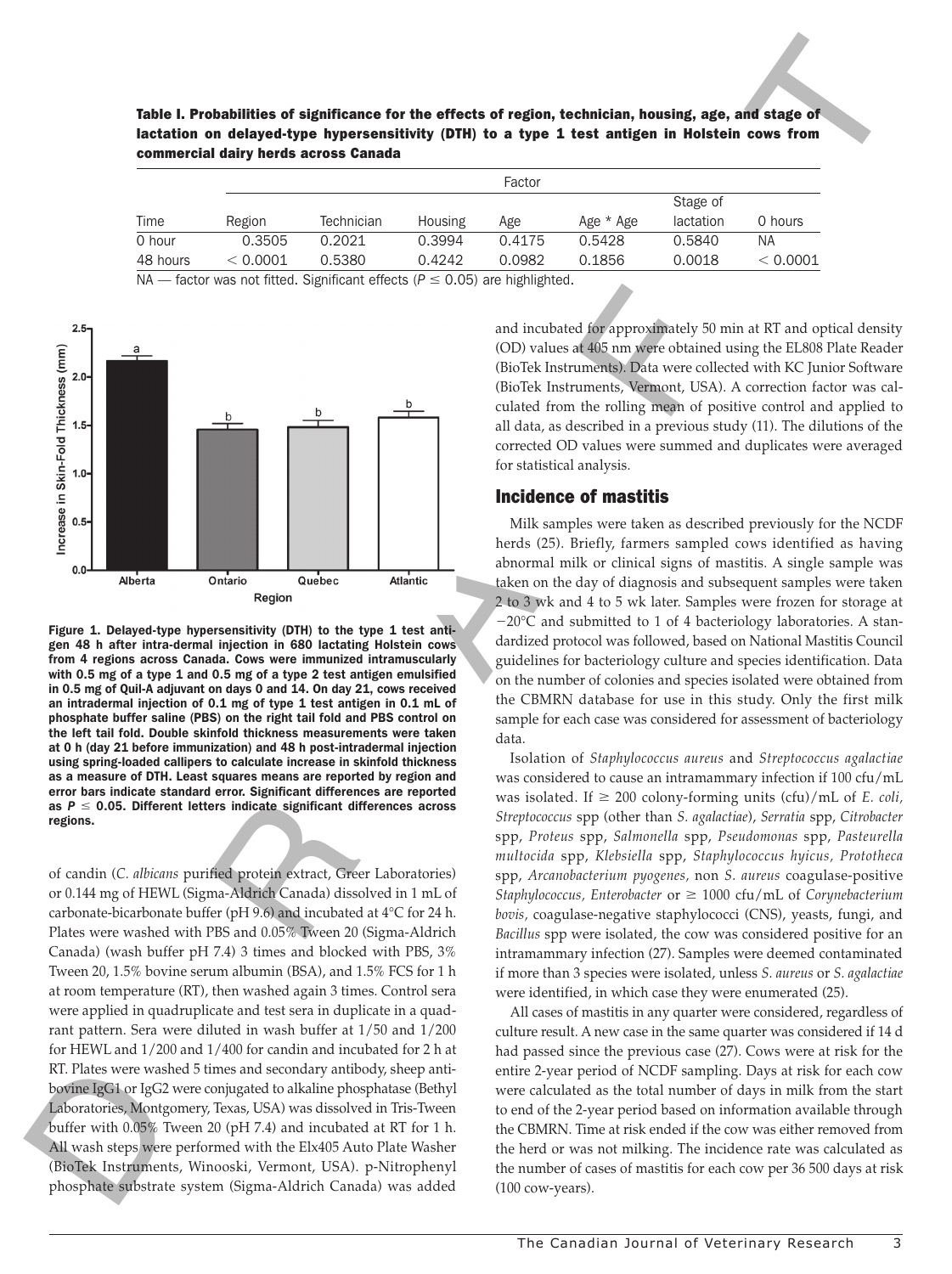**Table I. Probabilities of significance for the effects of region, technician, housing, age, and stage of lactation on delayed-type hypersensitivity (DTH) to a type 1 test antigen in Holstein cows from commercial dairy herds across Canada**

| | Factor | | | | | | |
|---|---|---|---|---|---|---|---|
| Time | Region | Technician | Housing | Age | Age * Age | Stage of lactation | 0 hours |
| 0 hour | 0.3505 | 0.2021 | 0.3994 | 0.4175 | 0.5428 | 0.5840 | NA |
| 48 hours | < 0.0001 | 0.5380 | 0.4242 | 0.0982 | 0.1856 | 0.0018 | < 0.0001 |

NA — factor was not fitted. Significant effects ($P \leq 0.05$) are highlighted.

Figure 1. Delayed-type hypersensitivity (DTH) to the type 1 test antigen 48 h after intra-dermal injection in 680 lactating Holstein cows from 4 regions across Canada. Cows were immunized intramuscularly with 0.5 mg of a type 1 and 0.5 mg of a type 2 test antigen emulsified in 0.5 mg of Quil-A adjuvant on days 0 and 14. On day 21, cows received an intradermal injection of 0.1 mg of type 1 test antigen in 0.1 mL of phosphate buffer saline (PBS) on the right tail fold and PBS control on the left tail fold. Double skinfold thickness measurements were taken at 0 h (day 21 before immunization) and 48 h post-intradermal injection using spring-loaded callipers to calculate increase in skinfold thickness as a measure of DTH. Least squares means are reported by region and error bars indicate standard error. Significant differences are reported as $P \leq 0.05$. Different letters indicate significant differences across regions.

of candin (*C. albicans* purified protein extract, Greer Laboratories) or 0.144 mg of HEWL (Sigma-Aldrich Canada) dissolved in 1 mL of carbonate-bicarbonate buffer (pH 9.6) and incubated at 4°C for 24 h. Plates were washed with PBS and 0.05% Tween 20 (Sigma-Aldrich Canada) (wash buffer pH 7.4) 3 times and blocked with PBS, 3% Tween 20, 1.5% bovine serum albumin (BSA), and 1.5% FCS for 1 h at room temperature (RT), then washed again 3 times. Control sera were applied in quadruplicate and test sera in duplicate in a quadrant pattern. Sera were diluted in wash buffer at 1/50 and 1/200 for HEWL and 1/200 and 1/400 for candin and incubated for 2 h at RT. Plates were washed 5 times and secondary antibody, sheep anti-bovine IgG1 or IgG2 were conjugated to alkaline phosphatase (Bethyl Laboratories, Montgomery, Texas, USA) was dissolved in Tris-Tween buffer with 0.05% Tween 20 (pH 7.4) and incubated at RT for 1 h. All wash steps were performed with the Elx405 Auto Plate Washer (BioTek Instruments, Winooski, Vermont, USA). p-Nitrophenyl phosphate substrate system (Sigma-Aldrich Canada) was added and incubated for approximately 50 min at RT and optical density (OD) values at 405 nm were obtained using the EL808 Plate Reader (BioTek Instruments). Data were collected with KC Junior Software (BioTek Instruments, Vermont, USA). A correction factor was calculated from the rolling mean of positive control and applied to all data, as described in a previous study (11). The dilutions of the corrected OD values were summed and duplicates were averaged for statistical analysis.

## Incidence of mastitis

Milk samples were taken as described previously for the NCDF herds (25). Briefly, farmers sampled cows identified as having abnormal milk or clinical signs of mastitis. A single sample was taken on the day of diagnosis and subsequent samples were taken 2 to 3 wk and 4 to 5 wk later. Samples were frozen for storage at −20°C and submitted to 1 of 4 bacteriology laboratories. A standardized protocol was followed, based on National Mastitis Council guidelines for bacteriology culture and species identification. Data on the number of colonies and species isolated were obtained from the CBMRN database for use in this study. Only the first milk sample for each case was considered for assessment of bacteriology data.

Isolation of *Staphylococcus aureus* and *Streptococcus agalactiae* was considered to cause an intramammary infection if 100 cfu/mL was isolated. If ≥ 200 colony-forming units (cfu)/mL of *E. coli, Streptococcus* spp (other than *S. agalactiae*), *Serratia* spp, *Citrobacter* spp, *Proteus* spp, *Salmonella* spp, *Pseudomonas* spp, *Pasteurella multocida* spp, *Klebsiella* spp, *Staphylococcus hyicus, Prototheca* spp, *Arcanobacterium pyogenes,* non *S. aureus* coagulase-positive *Staphylococcus, Enterobacter* or ≥ 1000 cfu/mL of *Corynebacterium bovis,* coagulase-negative staphylococci (CNS), yeasts, fungi, and *Bacillus* spp were isolated, the cow was considered positive for an intramammary infection (27). Samples were deemed contaminated if more than 3 species were isolated, unless *S. aureus* or *S. agalactiae* were identified, in which case they were enumerated (25).

All cases of mastitis in any quarter were considered, regardless of culture result. A new case in the same quarter was considered if 14 d had passed since the previous case (27). Cows were at risk for the entire 2-year period of NCDF sampling. Days at risk for each cow were calculated as the total number of days in milk from the start to end of the 2-year period based on information available through the CBMRN. Time at risk ended if the cow was either removed from the herd or was not milking. The incidence rate was calculated as the number of cases of mastitis for each cow per 36 500 days at risk (100 cow-years).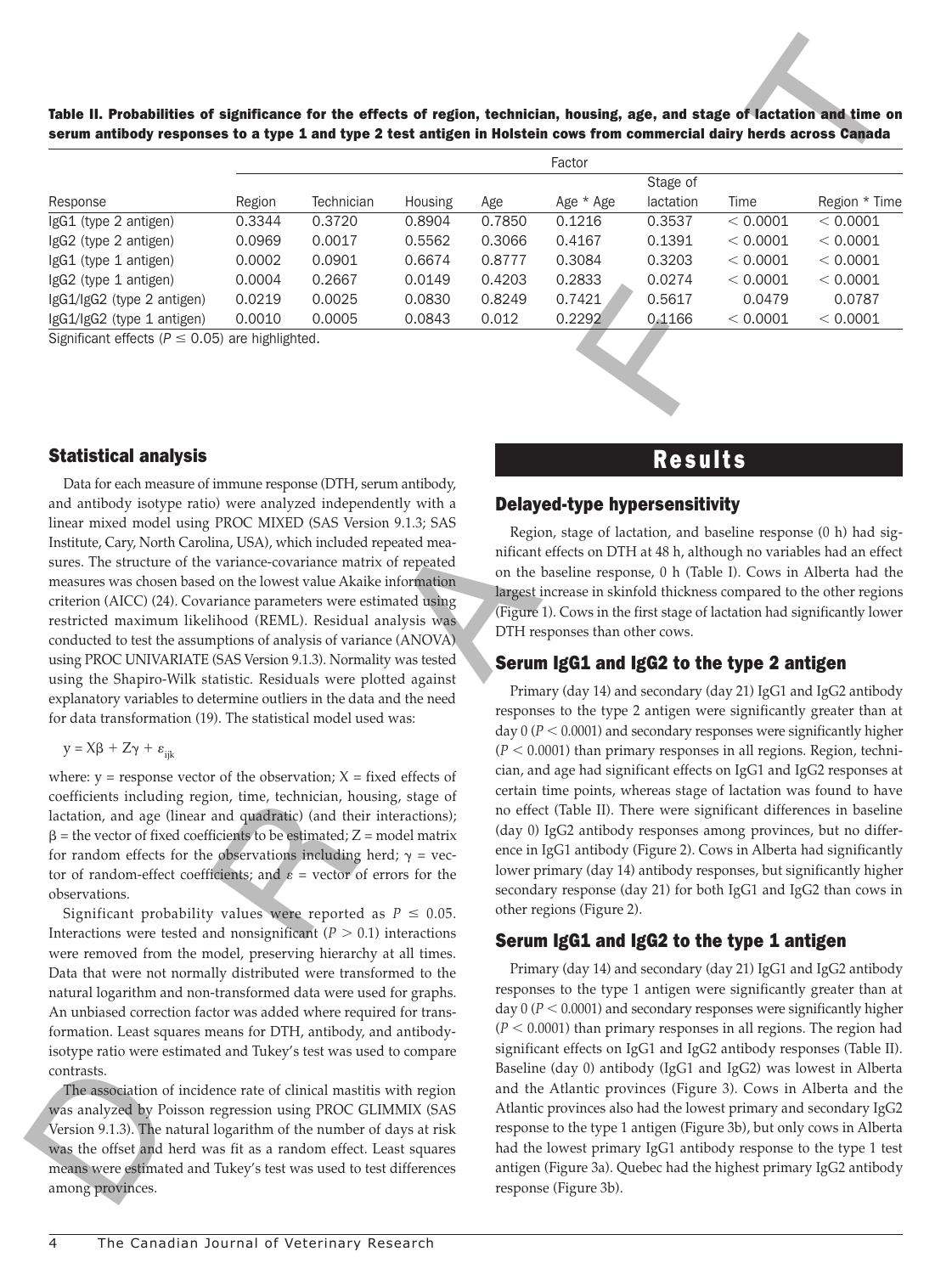**Table II. Probabilities of significance for the effects of region, technician, housing, age, and stage of lactation and time on serum antibody responses to a type 1 and type 2 test antigen in Holstein cows from commercial dairy herds across Canada**

| | Factor | | | | | | | |
|---|---|---|---|---|---|---|---|---|
| Response | Region | Technician | Housing | Age | Age * Age | Stage of lactation | Time | Region * Time |
| IgG1 (type 2 antigen) | 0.3344 | 0.3720 | 0.8904 | 0.7850 | 0.1216 | 0.3537 | < 0.0001 | < 0.0001 |
| IgG2 (type 2 antigen) | 0.0969 | 0.0017 | 0.5562 | 0.3066 | 0.4167 | 0.1391 | < 0.0001 | < 0.0001 |
| IgG1 (type 1 antigen) | 0.0002 | 0.0901 | 0.6674 | 0.8777 | 0.3084 | 0.3203 | < 0.0001 | < 0.0001 |
| IgG2 (type 1 antigen) | 0.0004 | 0.2667 | 0.0149 | 0.4203 | 0.2833 | 0.0274 | < 0.0001 | < 0.0001 |
| IgG1/IgG2 (type 2 antigen) | 0.0219 | 0.0025 | 0.0830 | 0.8249 | 0.7421 | 0.5617 | 0.0479 | 0.0787 |
| IgG1/IgG2 (type 1 antigen) | 0.0010 | 0.0005 | 0.0843 | 0.012 | 0.2292 | 0.1166 | < 0.0001 | < 0.0001 |

Significant effects ($P \leq 0.05$) are highlighted.

## Statistical analysis

Data for each measure of immune response (DTH, serum antibody, and antibody isotype ratio) were analyzed independently with a linear mixed model using PROC MIXED (SAS Version 9.1.3; SAS Institute, Cary, North Carolina, USA), which included repeated measures. The structure of the variance-covariance matrix of repeated measures was chosen based on the lowest value Akaike information criterion (AICC) (24). Covariance parameters were estimated using restricted maximum likelihood (REML). Residual analysis was conducted to test the assumptions of analysis of variance (ANOVA) using PROC UNIVARIATE (SAS Version 9.1.3). Normality was tested using the Shapiro-Wilk statistic. Residuals were plotted against explanatory variables to determine outliers in the data and the need for data transformation (19). The statistical model used was:

$$y = X\beta + Z\gamma + \varepsilon_{ijk}$$

where: y = response vector of the observation; X = fixed effects of coefficients including region, time, technician, housing, stage of lactation, and age (linear and quadratic) (and their interactions); $\beta$ = the vector of fixed coefficients to be estimated; Z = model matrix for random effects for the observations including herd; $\gamma$ = vector of random-effect coefficients; and $\varepsilon$ = vector of errors for the observations.

Significant probability values were reported as $P \leq 0.05$. Interactions were tested and nonsignificant ($P > 0.1$) interactions were removed from the model, preserving hierarchy at all times. Data that were not normally distributed were transformed to the natural logarithm and non-transformed data were used for graphs. An unbiased correction factor was added where required for transformation. Least squares means for DTH, antibody, and antibody-isotype ratio were estimated and Tukey's test was used to compare contrasts.

The association of incidence rate of clinical mastitis with region was analyzed by Poisson regression using PROC GLIMMIX (SAS Version 9.1.3). The natural logarithm of the number of days at risk was the offset and herd was fit as a random effect. Least squares means were estimated and Tukey's test was used to test differences among provinces.

# Results

## Delayed-type hypersensitivity

Region, stage of lactation, and baseline response (0 h) had significant effects on DTH at 48 h, although no variables had an effect on the baseline response, 0 h (Table I). Cows in Alberta had the largest increase in skinfold thickness compared to the other regions (Figure 1). Cows in the first stage of lactation had significantly lower DTH responses than other cows.

## Serum IgG1 and IgG2 to the type 2 antigen

Primary (day 14) and secondary (day 21) IgG1 and IgG2 antibody responses to the type 2 antigen were significantly greater than at day 0 ($P < 0.0001$) and secondary responses were significantly higher ($P < 0.0001$) than primary responses in all regions. Region, technician, and age had significant effects on IgG1 and IgG2 responses at certain time points, whereas stage of lactation was found to have no effect (Table II). There were significant differences in baseline (day 0) IgG2 antibody responses among provinces, but no difference in IgG1 antibody (Figure 2). Cows in Alberta had significantly lower primary (day 14) antibody responses, but significantly higher secondary response (day 21) for both IgG1 and IgG2 than cows in other regions (Figure 2).

## Serum IgG1 and IgG2 to the type 1 antigen

Primary (day 14) and secondary (day 21) IgG1 and IgG2 antibody responses to the type 1 antigen were significantly greater than at day 0 ($P < 0.0001$) and secondary responses were significantly higher ($P < 0.0001$) than primary responses in all regions. The region had significant effects on IgG1 and IgG2 antibody responses (Table II). Baseline (day 0) antibody (IgG1 and IgG2) was lowest in Alberta and the Atlantic provinces (Figure 3). Cows in Alberta and the Atlantic provinces also had the lowest primary and secondary IgG2 response to the type 1 antigen (Figure 3b), but only cows in Alberta had the lowest primary IgG1 antibody response to the type 1 test antigen (Figure 3a). Quebec had the highest primary IgG2 antibody response (Figure 3b).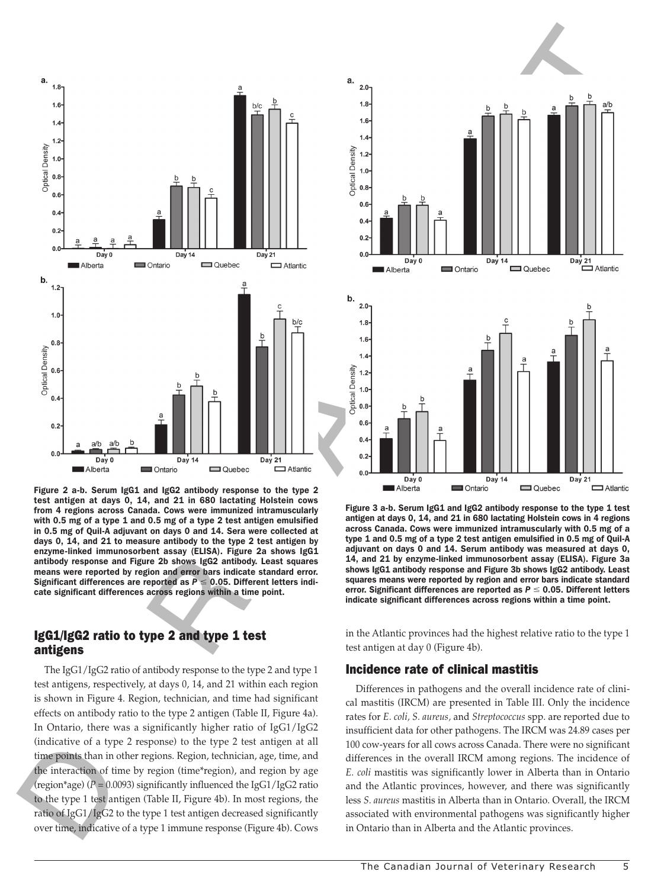**Figure 2 a-b. Serum IgG1 and IgG2 antibody response to the type 2 test antigen at days 0, 14, and 21 in 680 lactating Holstein cows from 4 regions across Canada. Cows were immunized intramuscularly with 0.5 mg of a type 1 and 0.5 mg of a type 2 test antigen emulsified in 0.5 mg of Quil-A adjuvant on days 0 and 14. Sera were collected at days 0, 14, and 21 to measure antibody to the type 2 test antigen by enzyme-linked immunosorbent assay (ELISA). Figure 2a shows IgG1 antibody response and Figure 2b shows IgG2 antibody. Least squares means were reported by region and error bars indicate standard error. Significant differences are reported as $P \leq 0.05$. Different letters indicate significant differences across regions within a time point.**

**Figure 3 a-b. Serum IgG1 and IgG2 antibody response to the type 1 test antigen at days 0, 14, and 21 in 680 lactating Holstein cows in 4 regions across Canada. Cows were immunized intramuscularly with 0.5 mg of a type 1 and 0.5 mg of a type 2 test antigen emulsified in 0.5 mg of Quil-A adjuvant on days 0 and 14. Serum antibody was measured at days 0, 14, and 21 by enzyme-linked immunosorbent assay (ELISA). Figure 3a shows IgG1 antibody response and Figure 3b shows IgG2 antibody. Least squares means were reported by region and error bars indicate standard error. Significant differences are reported as $P \leq 0.05$. Different letters indicate significant differences across regions within a time point.**

## IgG1/IgG2 ratio to type 2 and type 1 test antigens

The IgG1/IgG2 ratio of antibody response to the type 2 and type 1 test antigens, respectively, at days 0, 14, and 21 within each region is shown in Figure 4. Region, technician, and time had significant effects on antibody ratio to the type 2 antigen (Table II, Figure 4a). In Ontario, there was a significantly higher ratio of IgG1/IgG2 (indicative of a type 2 response) to the type 2 test antigen at all time points than in other regions. Region, technician, age, time, and the interaction of time by region (time*region), and region by age (region*age) ($P = 0.0093$) significantly influenced the IgG1/IgG2 ratio to the type 1 test antigen (Table II, Figure 4b). In most regions, the ratio of IgG1/IgG2 to the type 1 test antigen decreased significantly over time, indicative of a type 1 immune response (Figure 4b). Cows in the Atlantic provinces had the highest relative ratio to the type 1 test antigen at day 0 (Figure 4b).

## Incidence rate of clinical mastitis

Differences in pathogens and the overall incidence rate of clinical mastitis (IRCM) are presented in Table III. Only the incidence rates for *E. coli*, *S. aureus*, and *Streptococcus* spp. are reported due to insufficient data for other pathogens. The IRCM was 24.89 cases per 100 cow-years for all cows across Canada. There were no significant differences in the overall IRCM among regions. The incidence of *E. coli* mastitis was significantly lower in Alberta than in Ontario and the Atlantic provinces, however, and there was significantly less *S. aureus* mastitis in Alberta than in Ontario. Overall, the IRCM associated with environmental pathogens was significantly higher in Ontario than in Alberta and the Atlantic provinces.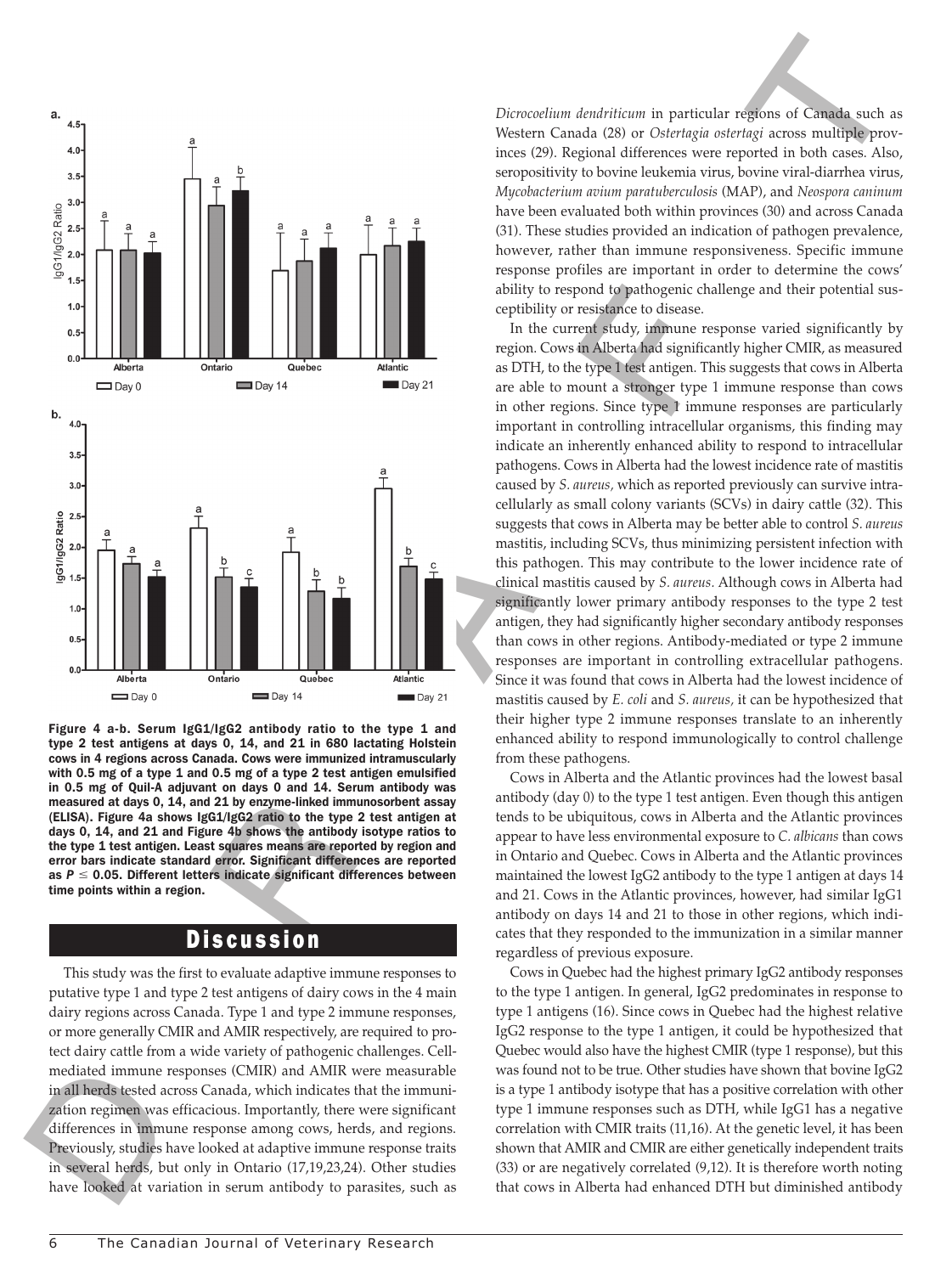Figure 4 a-b. Serum IgG1/IgG2 antibody ratio to the type 1 and type 2 test antigens at days 0, 14, and 21 in 680 lactating Holstein cows in 4 regions across Canada. Cows were immunized intramuscularly with 0.5 mg of a type 1 and 0.5 mg of a type 2 test antigen emulsified in 0.5 mg of Quil-A adjuvant on days 0 and 14. Serum antibody was measured at days 0, 14, and 21 by enzyme-linked immunosorbent assay (ELISA). Figure 4a shows IgG1/IgG2 ratio to the type 2 test antigen at days 0, 14, and 21 and Figure 4b shows the antibody isotype ratios to the type 1 test antigen. Least squares means are reported by region and error bars indicate standard error. Significant differences are reported as $P \leq 0.05$. Different letters indicate significant differences between time points within a region.

## Discussion

This study was the first to evaluate adaptive immune responses to putative type 1 and type 2 test antigens of dairy cows in the 4 main dairy regions across Canada. Type 1 and type 2 immune responses, or more generally CMIR and AMIR respectively, are required to protect dairy cattle from a wide variety of pathogenic challenges. Cell-mediated immune responses (CMIR) and AMIR were measurable in all herds tested across Canada, which indicates that the immunization regimen was efficacious. Importantly, there were significant differences in immune response among cows, herds, and regions. Previously, studies have looked at adaptive immune response traits in several herds, but only in Ontario (17,19,23,24). Other studies have looked at variation in serum antibody to parasites, such as *Dicrocoelium dendriticum* in particular regions of Canada such as Western Canada (28) or *Ostertagia ostertagi* across multiple provinces (29). Regional differences were reported in both cases. Also, seropositivity to bovine leukemia virus, bovine viral-diarrhea virus, *Mycobacterium avium paratuberculosis* (MAP), and *Neospora caninum* have been evaluated both within provinces (30) and across Canada (31). These studies provided an indication of pathogen prevalence, however, rather than immune responsiveness. Specific immune response profiles are important in order to determine the cows' ability to respond to pathogenic challenge and their potential susceptibility or resistance to disease.

In the current study, immune response varied significantly by region. Cows in Alberta had significantly higher CMIR, as measured as DTH, to the type 1 test antigen. This suggests that cows in Alberta are able to mount a stronger type 1 immune response than cows in other regions. Since type 1 immune responses are particularly important in controlling intracellular organisms, this finding may indicate an inherently enhanced ability to respond to intracellular pathogens. Cows in Alberta had the lowest incidence rate of mastitis caused by *S. aureus*, which as reported previously can survive intracellularly as small colony variants (SCVs) in dairy cattle (32). This suggests that cows in Alberta may be better able to control *S. aureus* mastitis, including SCVs, thus minimizing persistent infection with this pathogen. This may contribute to the lower incidence rate of clinical mastitis caused by *S. aureus*. Although cows in Alberta had significantly lower primary antibody responses to the type 2 test antigen, they had significantly higher secondary antibody responses than cows in other regions. Antibody-mediated or type 2 immune responses are important in controlling extracellular pathogens. Since it was found that cows in Alberta had the lowest incidence of mastitis caused by *E. coli* and *S. aureus*, it can be hypothesized that their higher type 2 immune responses translate to an inherently enhanced ability to respond immunologically to control challenge from these pathogens.

Cows in Alberta and the Atlantic provinces had the lowest basal antibody (day 0) to the type 1 test antigen. Even though this antigen tends to be ubiquitous, cows in Alberta and the Atlantic provinces appear to have less environmental exposure to *C. albicans* than cows in Ontario and Quebec. Cows in Alberta and the Atlantic provinces maintained the lowest IgG2 antibody to the type 1 antigen at days 14 and 21. Cows in the Atlantic provinces, however, had similar IgG1 antibody on days 14 and 21 to those in other regions, which indicates that they responded to the immunization in a similar manner regardless of previous exposure.

Cows in Quebec had the highest primary IgG2 antibody responses to the type 1 antigen. In general, IgG2 predominates in response to type 1 antigens (16). Since cows in Quebec had the highest relative IgG2 response to the type 1 antigen, it could be hypothesized that Quebec would also have the highest CMIR (type 1 response), but this was found not to be true. Other studies have shown that bovine IgG2 is a type 1 antibody isotype that has a positive correlation with other type 1 immune responses such as DTH, while IgG1 has a negative correlation with CMIR traits (11,16). At the genetic level, it has been shown that AMIR and CMIR are either genetically independent traits (33) or are negatively correlated (9,12). It is therefore worth noting that cows in Alberta had enhanced DTH but diminished antibody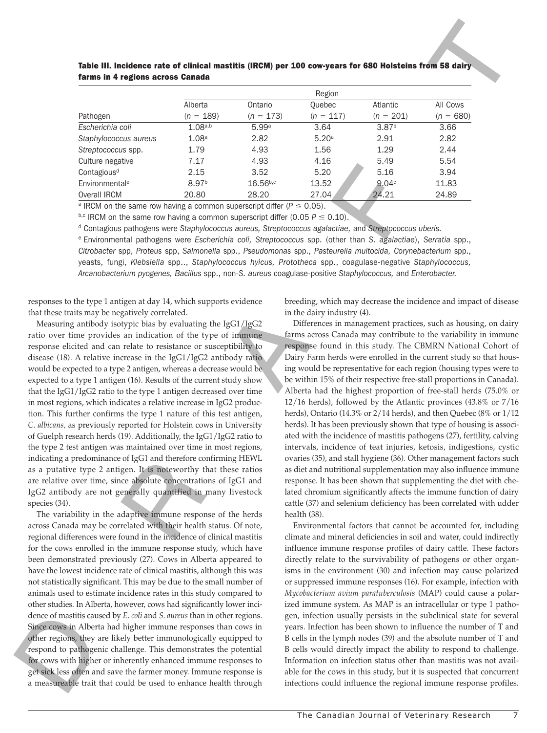**Table III. Incidence rate of clinical mastitis (IRCM) per 100 cow-years for 680 Holsteins from 58 dairy farms in 4 regions across Canada**

| | Region | | | | |
|---|---|---|---|---|---|
| | Alberta | Ontario | Quebec | Atlantic | All Cows |
| Pathogen | ($n$ = 189) | ($n$ = 173) | ($n$ = 117) | ($n$ = 201) | ($n$ = 680) |
| *Escherichia coli* | 1.08[a,b] | 5.99[a] | 3.64 | 3.87[b] | 3.66 |
| *Staphylococcus aureus* | 1.08[a] | 2.82 | 5.20[a] | 2.91 | 2.82 |
| *Streptococcus* spp. | 1.79 | 4.93 | 1.56 | 1.29 | 2.44 |
| Culture negative | 7.17 | 4.93 | 4.16 | 5.49 | 5.54 |
| Contagious[d] | 2.15 | 3.52 | 5.20 | 5.16 | 3.94 |
| Environmental[e] | 8.97[b] | 16.56[b,c] | 13.52 | 9.04[c] | 11.83 |
| Overall IRCM | 20.80 | 28.20 | 27.04 | 24.21 | 24.89 |

[a] IRCM on the same row having a common superscript differ ($P \leq 0.05$).
[b,c] IRCM on the same row having a common superscript differ ($0.05\ P \leq 0.10$).
[d] Contagious pathogens were *Staphylococcus aureus*, *Streptococcus agalactiae*, and *Streptococcus uberis*.
[e] Environmental pathogens were *Escherichia coli*, *Streptococcus* spp. (other than *S. agalactiae*), *Serratia* spp., *Citrobacter* spp, *Proteus* spp, *Salmonella* spp., *Pseudomonas* spp., *Pasteurella multocida*, *Corynebacterium* spp., yeasts, fungi, *Klebsiella* spp.., *Staphylococcus hyicus*, *Prototheca* spp., coagulase-negative *Staphylococcus*, *Arcanobacterium pyogenes*, *Bacillus* spp., non-*S. aureus* coagulase-positive *Staphylococcus*, and *Enterobacter*.

responses to the type 1 antigen at day 14, which supports evidence that these traits may be negatively correlated.

Measuring antibody isotypic bias by evaluating the IgG1/IgG2 ratio over time provides an indication of the type of immune response elicited and can relate to resistance or susceptibility to disease (18). A relative increase in the IgG1/IgG2 antibody ratio would be expected to a type 2 antigen, whereas a decrease would be expected to a type 1 antigen (16). Results of the current study show that the IgG1/IgG2 ratio to the type 1 antigen decreased over time in most regions, which indicates a relative increase in IgG2 production. This further confirms the type 1 nature of this test antigen, *C. albicans*, as previously reported for Holstein cows in University of Guelph research herds (19). Additionally, the IgG1/IgG2 ratio to the type 2 test antigen was maintained over time in most regions, indicating a predominance of IgG1 and therefore confirming HEWL as a putative type 2 antigen. It is noteworthy that these ratios are relative over time, since absolute concentrations of IgG1 and IgG2 antibody are not generally quantified in many livestock species (34).

The variability in the adaptive immune response of the herds across Canada may be correlated with their health status. Of note, regional differences were found in the incidence of clinical mastitis for the cows enrolled in the immune response study, which have been demonstrated previously (27). Cows in Alberta appeared to have the lowest incidence rate of clinical mastitis, although this was not statistically significant. This may be due to the small number of animals used to estimate incidence rates in this study compared to other studies. In Alberta, however, cows had significantly lower incidence of mastitis caused by *E. coli* and *S. aureus* than in other regions. Since cows in Alberta had higher immune responses than cows in other regions, they are likely better immunologically equipped to respond to pathogenic challenge. This demonstrates the potential for cows with higher or inherently enhanced immune responses to get sick less often and save the farmer money. Immune response is a measureable trait that could be used to enhance health through breeding, which may decrease the incidence and impact of disease in the dairy industry (4).

Differences in management practices, such as housing, on dairy farms across Canada may contribute to the variability in immune response found in this study. The CBMRN National Cohort of Dairy Farm herds were enrolled in the current study so that housing would be representative for each region (housing types were to be within 15% of their respective free-stall proportions in Canada). Alberta had the highest proportion of free-stall herds (75.0% or 12/16 herds), followed by the Atlantic provinces (43.8% or 7/16 herds), Ontario (14.3% or 2/14 herds), and then Quebec (8% or 1/12 herds). It has been previously shown that type of housing is associated with the incidence of mastitis pathogens (27), fertility, calving intervals, incidence of teat injuries, ketosis, indigestions, cystic ovaries (35), and stall hygiene (36). Other management factors such as diet and nutritional supplementation may also influence immune response. It has been shown that supplementing the diet with chelated chromium significantly affects the immune function of dairy cattle (37) and selenium deficiency has been correlated with udder health (38).

Environmental factors that cannot be accounted for, including climate and mineral deficiencies in soil and water, could indirectly influence immune response profiles of dairy cattle. These factors directly relate to the survivability of pathogens or other organisms in the environment (30) and infection may cause polarized or suppressed immune responses (16). For example, infection with *Mycobacterium avium paratuberculosis* (MAP) could cause a polarized immune system. As MAP is an intracellular or type 1 pathogen, infection usually persists in the subclinical state for several years. Infection has been shown to influence the number of T and B cells in the lymph nodes (39) and the absolute number of T and B cells would directly impact the ability to respond to challenge. Information on infection status other than mastitis was not available for the cows in this study, but it is suspected that concurrent infections could influence the regional immune response profiles.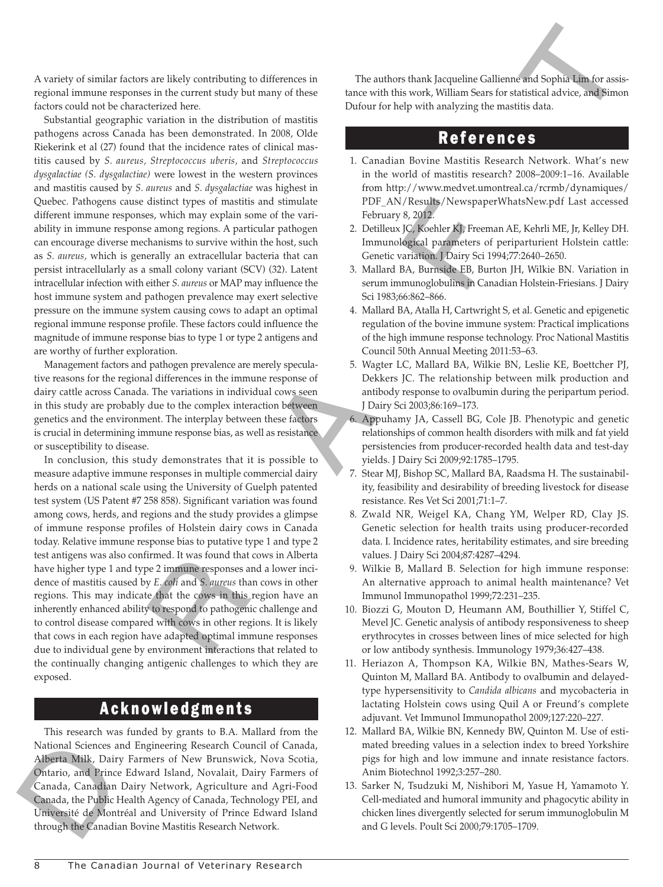A variety of similar factors are likely contributing to differences in regional immune responses in the current study but many of these factors could not be characterized here.

Substantial geographic variation in the distribution of mastitis pathogens across Canada has been demonstrated. In 2008, Olde Riekerink et al (27) found that the incidence rates of clinical mastitis caused by *S. aureus, Streptococcus uberis,* and *Streptococcus dysgalactiae (S. dysgalactiae)* were lowest in the western provinces and mastitis caused by *S. aureus* and *S. dysgalactiae* was highest in Quebec. Pathogens cause distinct types of mastitis and stimulate different immune responses, which may explain some of the variability in immune response among regions. A particular pathogen can encourage diverse mechanisms to survive within the host, such as *S. aureus,* which is generally an extracellular bacteria that can persist intracellularly as a small colony variant (SCV) (32). Latent intracellular infection with either *S. aureus* or MAP may influence the host immune system and pathogen prevalence may exert selective pressure on the immune system causing cows to adapt an optimal regional immune response profile. These factors could influence the magnitude of immune response bias to type 1 or type 2 antigens and are worthy of further exploration.

Management factors and pathogen prevalence are merely speculative reasons for the regional differences in the immune response of dairy cattle across Canada. The variations in individual cows seen in this study are probably due to the complex interaction between genetics and the environment. The interplay between these factors is crucial in determining immune response bias, as well as resistance or susceptibility to disease.

In conclusion, this study demonstrates that it is possible to measure adaptive immune responses in multiple commercial dairy herds on a national scale using the University of Guelph patented test system (US Patent #7 258 858). Significant variation was found among cows, herds, and regions and the study provides a glimpse of immune response profiles of Holstein dairy cows in Canada today. Relative immune response bias to putative type 1 and type 2 test antigens was also confirmed. It was found that cows in Alberta have higher type 1 and type 2 immune responses and a lower incidence of mastitis caused by *E. coli* and *S. aureus* than cows in other regions. This may indicate that the cows in this region have an inherently enhanced ability to respond to pathogenic challenge and to control disease compared with cows in other regions. It is likely that cows in each region have adapted optimal immune responses due to individual gene by environment interactions that related to the continually changing antigenic challenges to which they are exposed.

## Acknowledgments

This research was funded by grants to B.A. Mallard from the National Sciences and Engineering Research Council of Canada, Alberta Milk, Dairy Farmers of New Brunswick, Nova Scotia, Ontario, and Prince Edward Island, Novalait, Dairy Farmers of Canada, Canadian Dairy Network, Agriculture and Agri-Food Canada, the Public Health Agency of Canada, Technology PEI, and Université de Montréal and University of Prince Edward Island through the Canadian Bovine Mastitis Research Network.

The authors thank Jacqueline Gallienne and Sophia Lim for assistance with this work, William Sears for statistical advice, and Simon Dufour for help with analyzing the mastitis data.

## References

1. Canadian Bovine Mastitis Research Network. What's new in the world of mastitis research? 2008–2009:1–16. Available from http://www.medvet.umontreal.ca/rcrmb/dynamiques/PDF_AN/Results/NewspaperWhatsNew.pdf Last accessed February 8, 2012.
2. Detilleux JC, Koehler KJ, Freeman AE, Kehrli ME, Jr, Kelley DH. Immunological parameters of periparturient Holstein cattle: Genetic variation. J Dairy Sci 1994;77:2640–2650.
3. Mallard BA, Burnside EB, Burton JH, Wilkie BN. Variation in serum immunoglobulins in Canadian Holstein-Friesians. J Dairy Sci 1983;66:862–866.
4. Mallard BA, Atalla H, Cartwright S, et al. Genetic and epigenetic regulation of the bovine immune system: Practical implications of the high immune response technology. Proc National Mastitis Council 50th Annual Meeting 2011:53–63.
5. Wagter LC, Mallard BA, Wilkie BN, Leslie KE, Boettcher PJ, Dekkers JC. The relationship between milk production and antibody response to ovalbumin during the peripartum period. J Dairy Sci 2003;86:169–173.
6. Appuhamy JA, Cassell BG, Cole JB. Phenotypic and genetic relationships of common health disorders with milk and fat yield persistencies from producer-recorded health data and test-day yields. J Dairy Sci 2009;92:1785–1795.
7. Stear MJ, Bishop SC, Mallard BA, Raadsma H. The sustainability, feasibility and desirability of breeding livestock for disease resistance. Res Vet Sci 2001;71:1–7.
8. Zwald NR, Weigel KA, Chang YM, Welper RD, Clay JS. Genetic selection for health traits using producer-recorded data. I. Incidence rates, heritability estimates, and sire breeding values. J Dairy Sci 2004;87:4287–4294.
9. Wilkie B, Mallard B. Selection for high immune response: An alternative approach to animal health maintenance? Vet Immunol Immunopathol 1999;72:231–235.
10. Biozzi G, Mouton D, Heumann AM, Bouthillier Y, Stiffel C, Mevel JC. Genetic analysis of antibody responsiveness to sheep erythrocytes in crosses between lines of mice selected for high or low antibody synthesis. Immunology 1979;36:427–438.
11. Heriazon A, Thompson KA, Wilkie BN, Mathes-Sears W, Quinton M, Mallard BA. Antibody to ovalbumin and delayed-type hypersensitivity to *Candida albicans* and mycobacteria in lactating Holstein cows using Quil A or Freund's complete adjuvant. Vet Immunol Immunopathol 2009;127:220–227.
12. Mallard BA, Wilkie BN, Kennedy BW, Quinton M. Use of estimated breeding values in a selection index to breed Yorkshire pigs for high and low immune and innate resistance factors. Anim Biotechnol 1992;3:257–280.
13. Sarker N, Tsudzuki M, Nishibori M, Yasue H, Yamamoto Y. Cell-mediated and humoral immunity and phagocytic ability in chicken lines divergently selected for serum immunoglobulin M and G levels. Poult Sci 2000;79:1705–1709.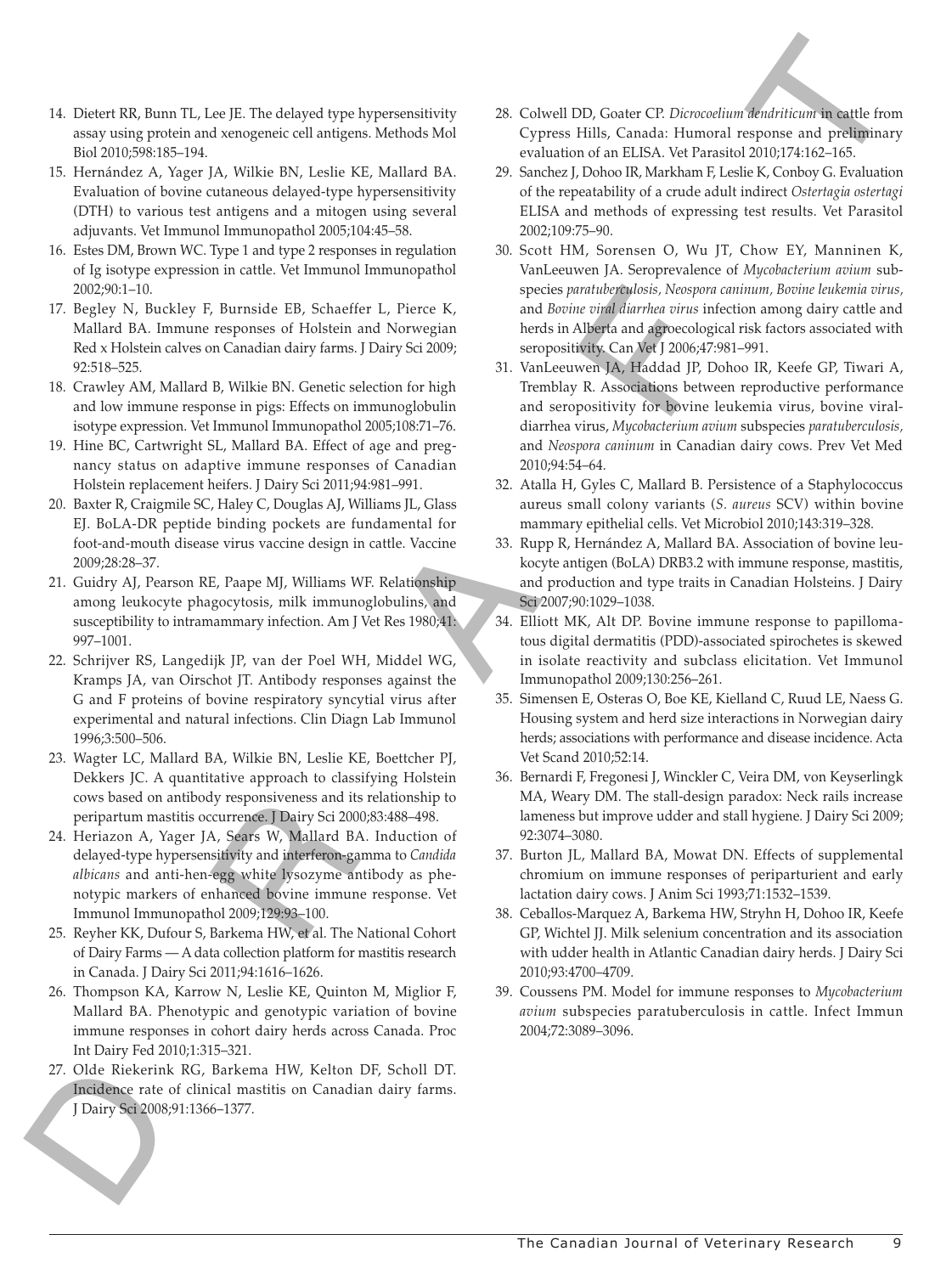14. Dietert RR, Bunn TL, Lee JE. The delayed type hypersensitivity assay using protein and xenogeneic cell antigens. Methods Mol Biol 2010;598:185–194.
15. Hernández A, Yager JA, Wilkie BN, Leslie KE, Mallard BA. Evaluation of bovine cutaneous delayed-type hypersensitivity (DTH) to various test antigens and a mitogen using several adjuvants. Vet Immunol Immunopathol 2005;104:45–58.
16. Estes DM, Brown WC. Type 1 and type 2 responses in regulation of Ig isotype expression in cattle. Vet Immunol Immunopathol 2002;90:1–10.
17. Begley N, Buckley F, Burnside EB, Schaeffer L, Pierce K, Mallard BA. Immune responses of Holstein and Norwegian Red x Holstein calves on Canadian dairy farms. J Dairy Sci 2009; 92:518–525.
18. Crawley AM, Mallard B, Wilkie BN. Genetic selection for high and low immune response in pigs: Effects on immunoglobulin isotype expression. Vet Immunol Immunopathol 2005;108:71–76.
19. Hine BC, Cartwright SL, Mallard BA. Effect of age and pregnancy status on adaptive immune responses of Canadian Holstein replacement heifers. J Dairy Sci 2011;94:981–991.
20. Baxter R, Craigmile SC, Haley C, Douglas AJ, Williams JL, Glass EJ. BoLA-DR peptide binding pockets are fundamental for foot-and-mouth disease virus vaccine design in cattle. Vaccine 2009;28:28–37.
21. Guidry AJ, Pearson RE, Paape MJ, Williams WF. Relationship among leukocyte phagocytosis, milk immunoglobulins, and susceptibility to intramammary infection. Am J Vet Res 1980;41: 997–1001.
22. Schrijver RS, Langedijk JP, van der Poel WH, Middel WG, Kramps JA, van Oirschot JT. Antibody responses against the G and F proteins of bovine respiratory syncytial virus after experimental and natural infections. Clin Diagn Lab Immunol 1996;3:500–506.
23. Wagter LC, Mallard BA, Wilkie BN, Leslie KE, Boettcher PJ, Dekkers JC. A quantitative approach to classifying Holstein cows based on antibody responsiveness and its relationship to peripartum mastitis occurrence. J Dairy Sci 2000;83:488–498.
24. Heriazon A, Yager JA, Sears W, Mallard BA. Induction of delayed-type hypersensitivity and interferon-gamma to *Candida albicans* and anti-hen-egg white lysozyme antibody as phenotypic markers of enhanced bovine immune response. Vet Immunol Immunopathol 2009;129:93–100.
25. Reyher KK, Dufour S, Barkema HW, et al. The National Cohort of Dairy Farms — A data collection platform for mastitis research in Canada. J Dairy Sci 2011;94:1616–1626.
26. Thompson KA, Karrow N, Leslie KE, Quinton M, Miglior F, Mallard BA. Phenotypic and genotypic variation of bovine immune responses in cohort dairy herds across Canada. Proc Int Dairy Fed 2010;1:315–321.
27. Olde Riekerink RG, Barkema HW, Kelton DF, Scholl DT. Incidence rate of clinical mastitis on Canadian dairy farms. J Dairy Sci 2008;91:1366–1377.
28. Colwell DD, Goater CP. *Dicrocoelium dendriticum* in cattle from Cypress Hills, Canada: Humoral response and preliminary evaluation of an ELISA. Vet Parasitol 2010;174:162–165.
29. Sanchez J, Dohoo IR, Markham F, Leslie K, Conboy G. Evaluation of the repeatability of a crude adult indirect *Ostertagia ostertagi* ELISA and methods of expressing test results. Vet Parasitol 2002;109:75–90.
30. Scott HM, Sorensen O, Wu JT, Chow EY, Manninen K, VanLeeuwen JA. Seroprevalence of *Mycobacterium avium* subspecies *paratuberculosis, Neospora caninum, Bovine leukemia virus,* and *Bovine viral diarrhea virus* infection among dairy cattle and herds in Alberta and agroecological risk factors associated with seropositivity. Can Vet J 2006;47:981–991.
31. VanLeeuwen JA, Haddad JP, Dohoo IR, Keefe GP, Tiwari A, Tremblay R. Associations between reproductive performance and seropositivity for bovine leukemia virus, bovine viral-diarrhea virus, *Mycobacterium avium* subspecies *paratuberculosis,* and *Neospora caninum* in Canadian dairy cows. Prev Vet Med 2010;94:54–64.
32. Atalla H, Gyles C, Mallard B. Persistence of a Staphylococcus aureus small colony variants (*S. aureus* SCV) within bovine mammary epithelial cells. Vet Microbiol 2010;143:319–328.
33. Rupp R, Hernández A, Mallard BA. Association of bovine leukocyte antigen (BoLA) DRB3.2 with immune response, mastitis, and production and type traits in Canadian Holsteins. J Dairy Sci 2007;90:1029–1038.
34. Elliott MK, Alt DP. Bovine immune response to papillomatous digital dermatitis (PDD)-associated spirochetes is skewed in isolate reactivity and subclass elicitation. Vet Immunol Immunopathol 2009;130:256–261.
35. Simensen E, Osteras O, Boe KE, Kielland C, Ruud LE, Naess G. Housing system and herd size interactions in Norwegian dairy herds; associations with performance and disease incidence. Acta Vet Scand 2010;52:14.
36. Bernardi F, Fregonesi J, Winckler C, Veira DM, von Keyserlingk MA, Weary DM. The stall-design paradox: Neck rails increase lameness but improve udder and stall hygiene. J Dairy Sci 2009; 92:3074–3080.
37. Burton JL, Mallard BA, Mowat DN. Effects of supplemental chromium on immune responses of periparturient and early lactation dairy cows. J Anim Sci 1993;71:1532–1539.
38. Ceballos-Marquez A, Barkema HW, Stryhn H, Dohoo IR, Keefe GP, Wichtel JJ. Milk selenium concentration and its association with udder health in Atlantic Canadian dairy herds. J Dairy Sci 2010;93:4700–4709.
39. Coussens PM. Model for immune responses to *Mycobacterium avium* subspecies paratuberculosis in cattle. Infect Immun 2004;72:3089–3096.